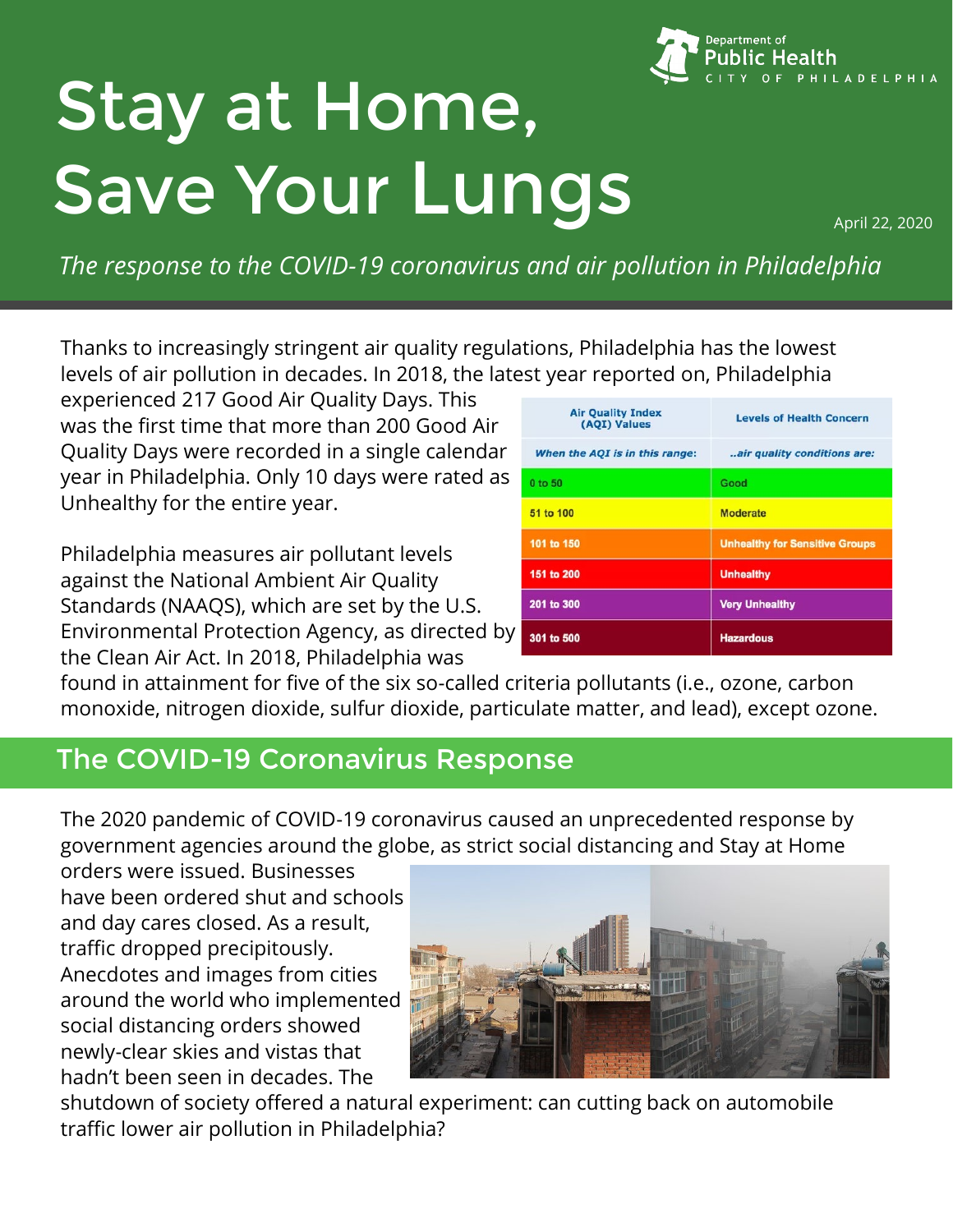# Stay at Home, Save Your Lungs

Department of Public Health
CITY OF PHILADELPHIA

April 22, 2020

*The response to the COVID-19 coronavirus and air pollution in Philadelphia*

Thanks to increasingly stringent air quality regulations, Philadelphia has the lowest levels of air pollution in decades. In 2018, the latest year reported on, Philadelphia experienced 217 Good Air Quality Days. This was the first time that more than 200 Good Air Quality Days were recorded in a single calendar year in Philadelphia. Only 10 days were rated as Unhealthy for the entire year.

| Air Quality Index (AQI) Values | Levels of Health Concern |
|---|---|
| *When the AQI is in this range:* | *..air quality conditions are:* |
| 0 to 50 | Good |
| 51 to 100 | Moderate |
| 101 to 150 | Unhealthy for Sensitive Groups |
| 151 to 200 | Unhealthy |
| 201 to 300 | Very Unhealthy |
| 301 to 500 | Hazardous |

Philadelphia measures air pollutant levels against the National Ambient Air Quality Standards (NAAQS), which are set by the U.S. Environmental Protection Agency, as directed by the Clean Air Act. In 2018, Philadelphia was found in attainment for five of the six so-called criteria pollutants (i.e., ozone, carbon monoxide, nitrogen dioxide, sulfur dioxide, particulate matter, and lead), except ozone.

## The COVID-19 Coronavirus Response

The 2020 pandemic of COVID-19 coronavirus caused an unprecedented response by government agencies around the globe, as strict social distancing and Stay at Home orders were issued. Businesses have been ordered shut and schools and day cares closed. As a result, traffic dropped precipitously. Anecdotes and images from cities around the world who implemented social distancing orders showed newly-clear skies and vistas that hadn't been seen in decades. The shutdown of society offered a natural experiment: can cutting back on automobile traffic lower air pollution in Philadelphia?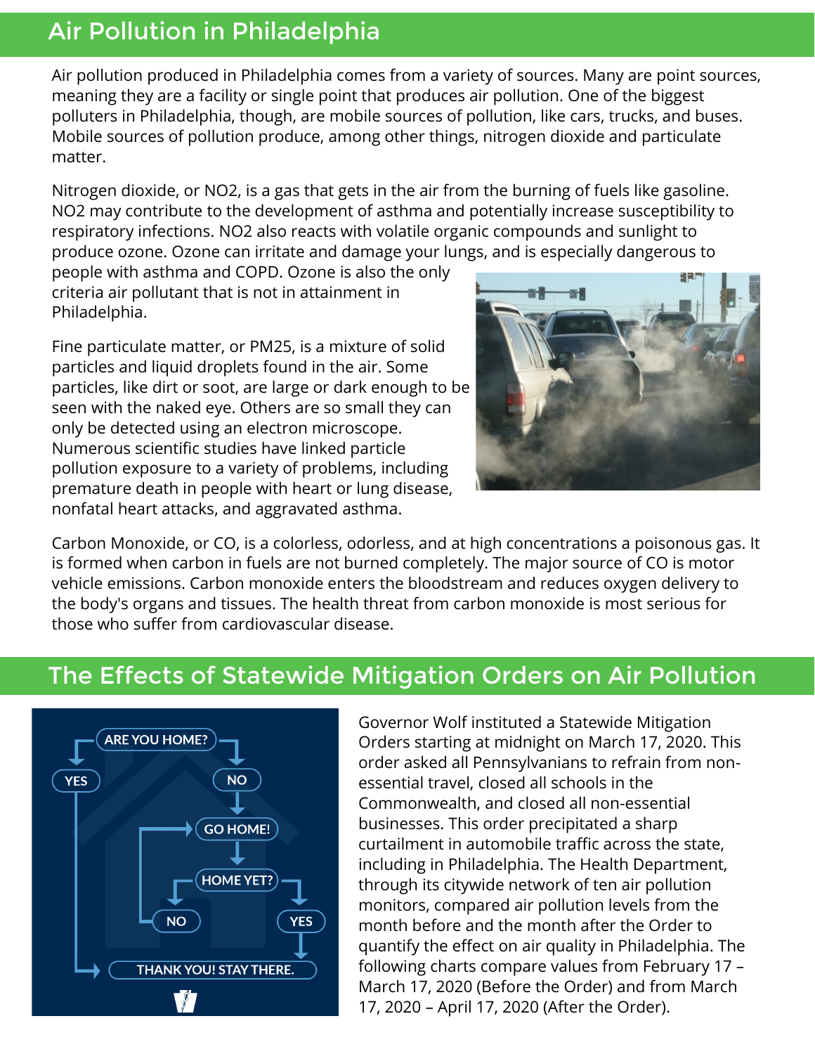## Air Pollution in Philadelphia

Air pollution produced in Philadelphia comes from a variety of sources. Many are point sources, meaning they are a facility or single point that produces air pollution. One of the biggest polluters in Philadelphia, though, are mobile sources of pollution, like cars, trucks, and buses. Mobile sources of pollution produce, among other things, nitrogen dioxide and particulate matter.

Nitrogen dioxide, or NO2, is a gas that gets in the air from the burning of fuels like gasoline. NO2 may contribute to the development of asthma and potentially increase susceptibility to respiratory infections. NO2 also reacts with volatile organic compounds and sunlight to produce ozone. Ozone can irritate and damage your lungs, and is especially dangerous to people with asthma and COPD. Ozone is also the only criteria air pollutant that is not in attainment in Philadelphia.

Fine particulate matter, or PM25, is a mixture of solid particles and liquid droplets found in the air. Some particles, like dirt or soot, are large or dark enough to be seen with the naked eye. Others are so small they can only be detected using an electron microscope. Numerous scientific studies have linked particle pollution exposure to a variety of problems, including premature death in people with heart or lung disease, nonfatal heart attacks, and aggravated asthma.

Carbon Monoxide, or CO, is a colorless, odorless, and at high concentrations a poisonous gas. It is formed when carbon in fuels are not burned completely. The major source of CO is motor vehicle emissions. Carbon monoxide enters the bloodstream and reduces oxygen delivery to the body's organs and tissues. The health threat from carbon monoxide is most serious for those who suffer from cardiovascular disease.

## The Effects of Statewide Mitigation Orders on Air Pollution

Governor Wolf instituted a Statewide Mitigation Orders starting at midnight on March 17, 2020. This order asked all Pennsylvanians to refrain from non-essential travel, closed all schools in the Commonwealth, and closed all non-essential businesses. This order precipitated a sharp curtailment in automobile traffic across the state, including in Philadelphia. The Health Department, through its citywide network of ten air pollution monitors, compared air pollution levels from the month before and the month after the Order to quantify the effect on air quality in Philadelphia. The following charts compare values from February 17 – March 17, 2020 (Before the Order) and from March 17, 2020 – April 17, 2020 (After the Order).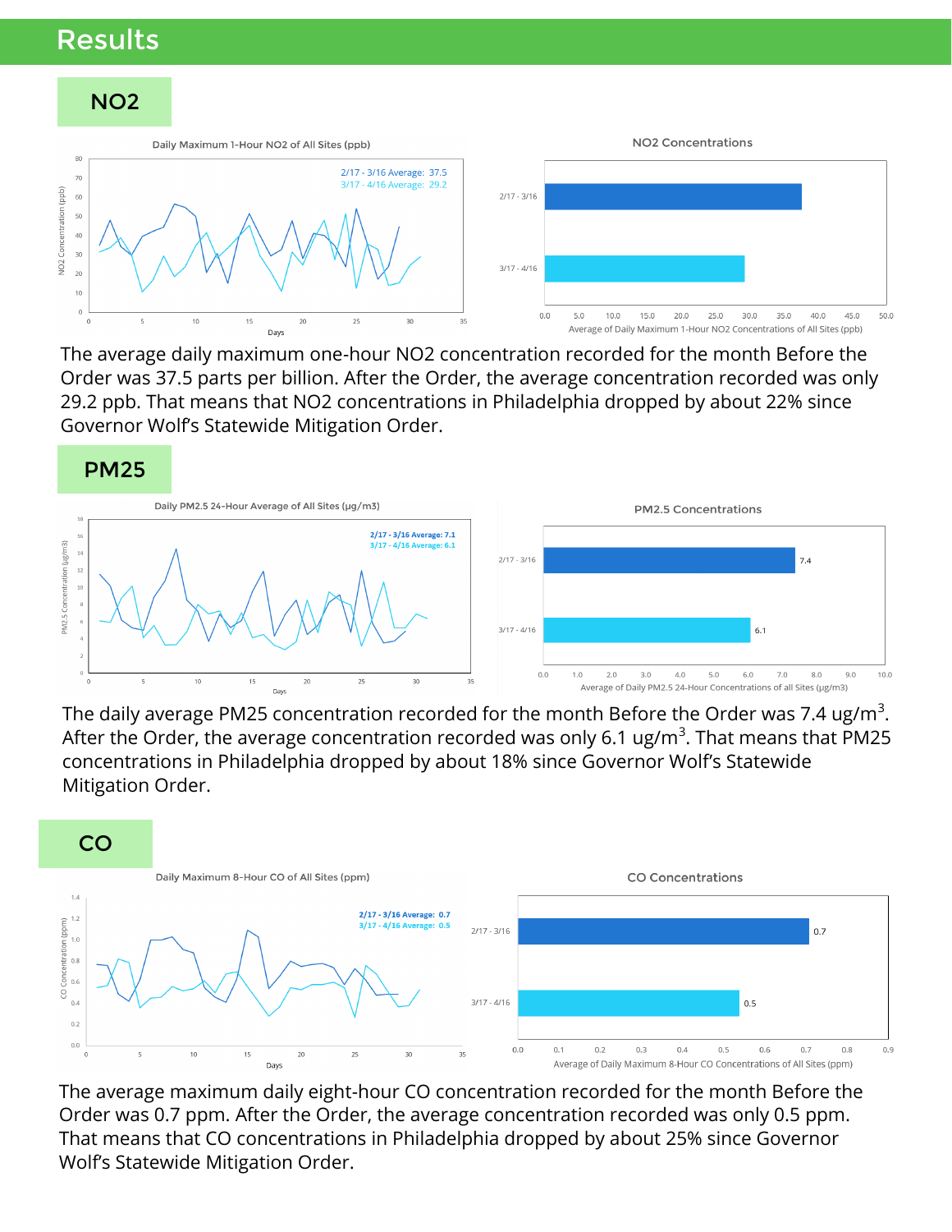# Results

## NO2

The average daily maximum one-hour NO2 concentration recorded for the month Before the Order was 37.5 parts per billion. After the Order, the average concentration recorded was only 29.2 ppb. That means that NO2 concentrations in Philadelphia dropped by about 22% since Governor Wolf's Statewide Mitigation Order.

## PM25

The daily average PM25 concentration recorded for the month Before the Order was 7.4 ug/m$^3$. After the Order, the average concentration recorded was only 6.1 ug/m$^3$. That means that PM25 concentrations in Philadelphia dropped by about 18% since Governor Wolf's Statewide Mitigation Order.

## CO

The average maximum daily eight-hour CO concentration recorded for the month Before the Order was 0.7 ppm. After the Order, the average concentration recorded was only 0.5 ppm. That means that CO concentrations in Philadelphia dropped by about 25% since Governor Wolf's Statewide Mitigation Order.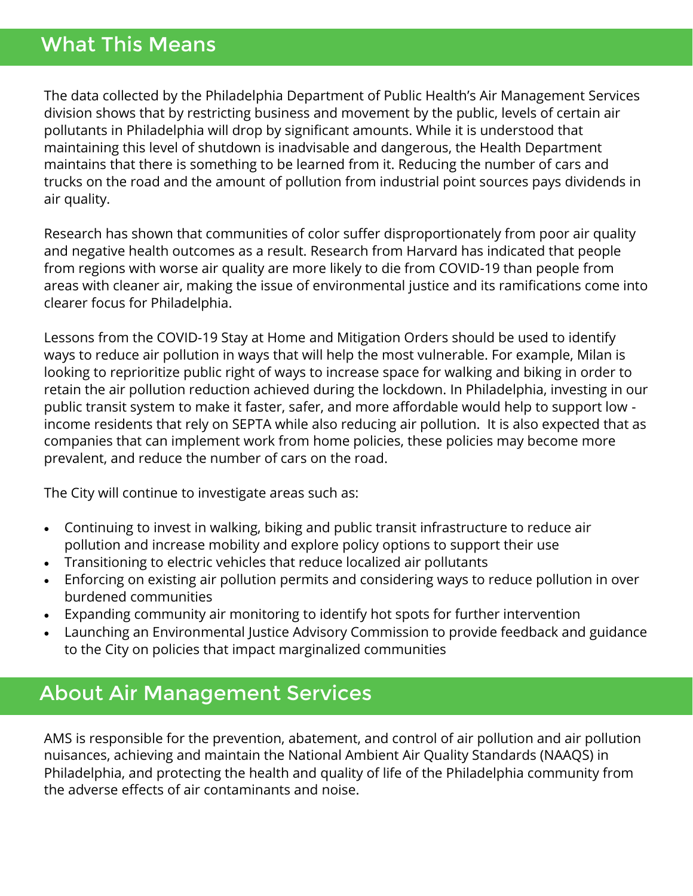## What This Means

The data collected by the Philadelphia Department of Public Health's Air Management Services division shows that by restricting business and movement by the public, levels of certain air pollutants in Philadelphia will drop by significant amounts. While it is understood that maintaining this level of shutdown is inadvisable and dangerous, the Health Department maintains that there is something to be learned from it. Reducing the number of cars and trucks on the road and the amount of pollution from industrial point sources pays dividends in air quality.

Research has shown that communities of color suffer disproportionately from poor air quality and negative health outcomes as a result. Research from Harvard has indicated that people from regions with worse air quality are more likely to die from COVID-19 than people from areas with cleaner air, making the issue of environmental justice and its ramifications come into clearer focus for Philadelphia.

Lessons from the COVID-19 Stay at Home and Mitigation Orders should be used to identify ways to reduce air pollution in ways that will help the most vulnerable. For example, Milan is looking to reprioritize public right of ways to increase space for walking and biking in order to retain the air pollution reduction achieved during the lockdown. In Philadelphia, investing in our public transit system to make it faster, safer, and more affordable would help to support low - income residents that rely on SEPTA while also reducing air pollution. It is also expected that as companies that can implement work from home policies, these policies may become more prevalent, and reduce the number of cars on the road.

The City will continue to investigate areas such as:

- Continuing to invest in walking, biking and public transit infrastructure to reduce air pollution and increase mobility and explore policy options to support their use
- Transitioning to electric vehicles that reduce localized air pollutants
- Enforcing on existing air pollution permits and considering ways to reduce pollution in over burdened communities
- Expanding community air monitoring to identify hot spots for further intervention
- Launching an Environmental Justice Advisory Commission to provide feedback and guidance to the City on policies that impact marginalized communities

## About Air Management Services

AMS is responsible for the prevention, abatement, and control of air pollution and air pollution nuisances, achieving and maintain the National Ambient Air Quality Standards (NAAQS) in Philadelphia, and protecting the health and quality of life of the Philadelphia community from the adverse effects of air contaminants and noise.